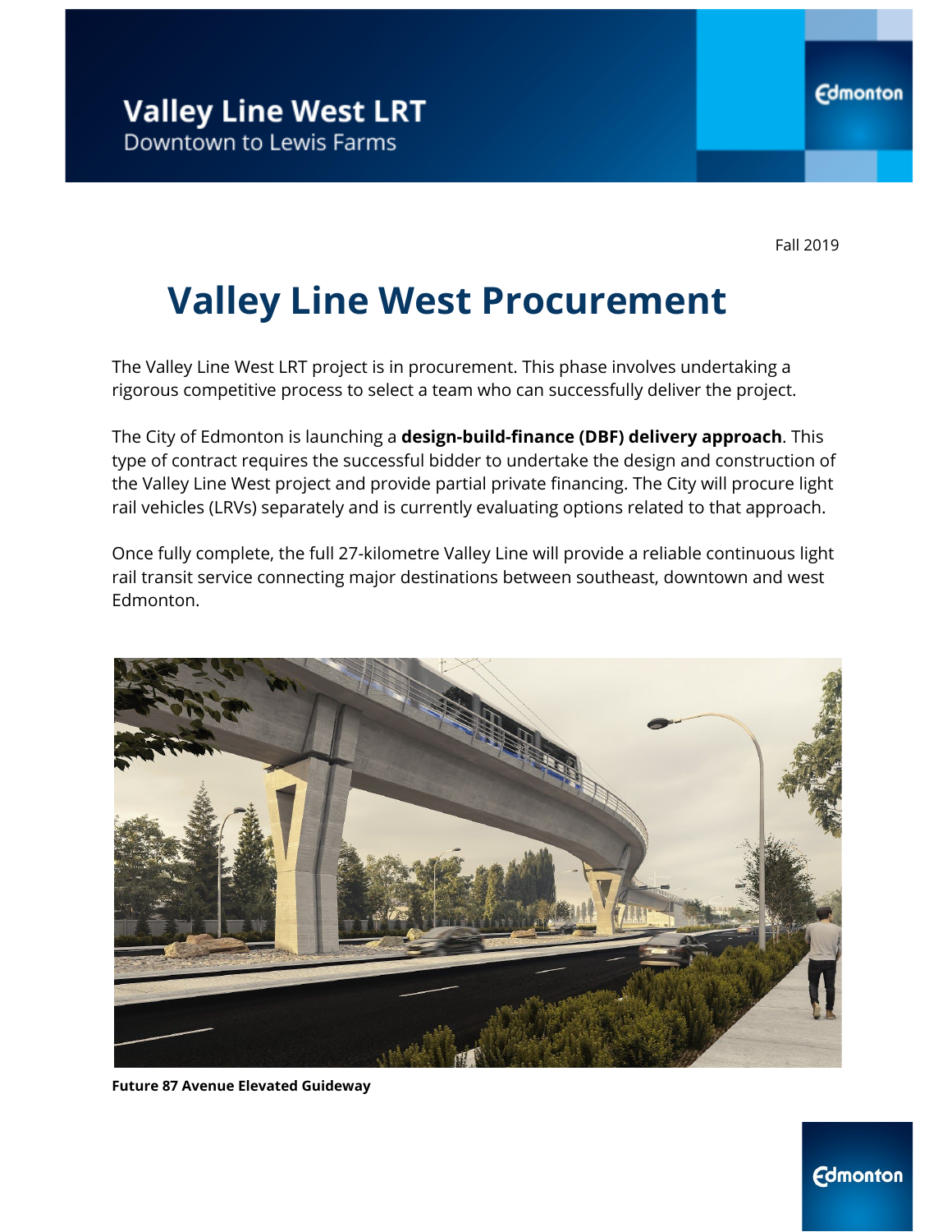Valley Line West LRT
Downtown to Lewis Farms

Fall 2019

# Valley Line West Procurement

The Valley Line West LRT project is in procurement. This phase involves undertaking a rigorous competitive process to select a team who can successfully deliver the project.

The City of Edmonton is launching a **design-build-finance (DBF) delivery approach**. This type of contract requires the successful bidder to undertake the design and construction of the Valley Line West project and provide partial private financing. The City will procure light rail vehicles (LRVs) separately and is currently evaluating options related to that approach.

Once fully complete, the full 27-kilometre Valley Line will provide a reliable continuous light rail transit service connecting major destinations between southeast, downtown and west Edmonton.

**Future 87 Avenue Elevated Guideway**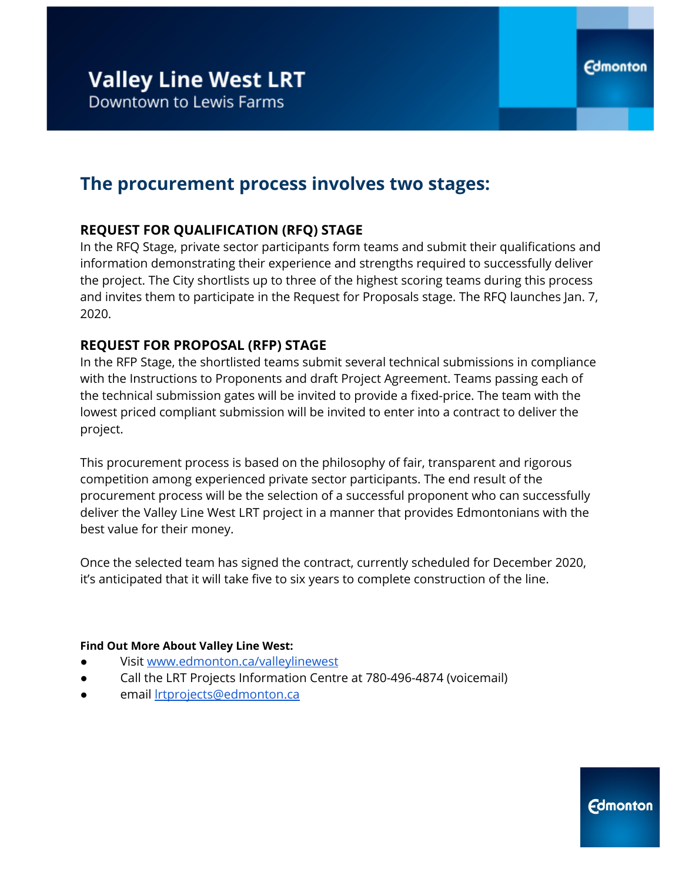# Valley Line West LRT

Downtown to Lewis Farms

## The procurement process involves two stages:

### REQUEST FOR QUALIFICATION (RFQ) STAGE

In the RFQ Stage, private sector participants form teams and submit their qualifications and information demonstrating their experience and strengths required to successfully deliver the project. The City shortlists up to three of the highest scoring teams during this process and invites them to participate in the Request for Proposals stage. The RFQ launches Jan. 7, 2020.

### REQUEST FOR PROPOSAL (RFP) STAGE

In the RFP Stage, the shortlisted teams submit several technical submissions in compliance with the Instructions to Proponents and draft Project Agreement. Teams passing each of the technical submission gates will be invited to provide a fixed-price. The team with the lowest priced compliant submission will be invited to enter into a contract to deliver the project.

This procurement process is based on the philosophy of fair, transparent and rigorous competition among experienced private sector participants. The end result of the procurement process will be the selection of a successful proponent who can successfully deliver the Valley Line West LRT project in a manner that provides Edmontonians with the best value for their money.

Once the selected team has signed the contract, currently scheduled for December 2020, it's anticipated that it will take five to six years to complete construction of the line.

**Find Out More About Valley Line West:**

- Visit www.edmonton.ca/valleylinewest
- Call the LRT Projects Information Centre at 780-496-4874 (voicemail)
- email lrtprojects@edmonton.ca